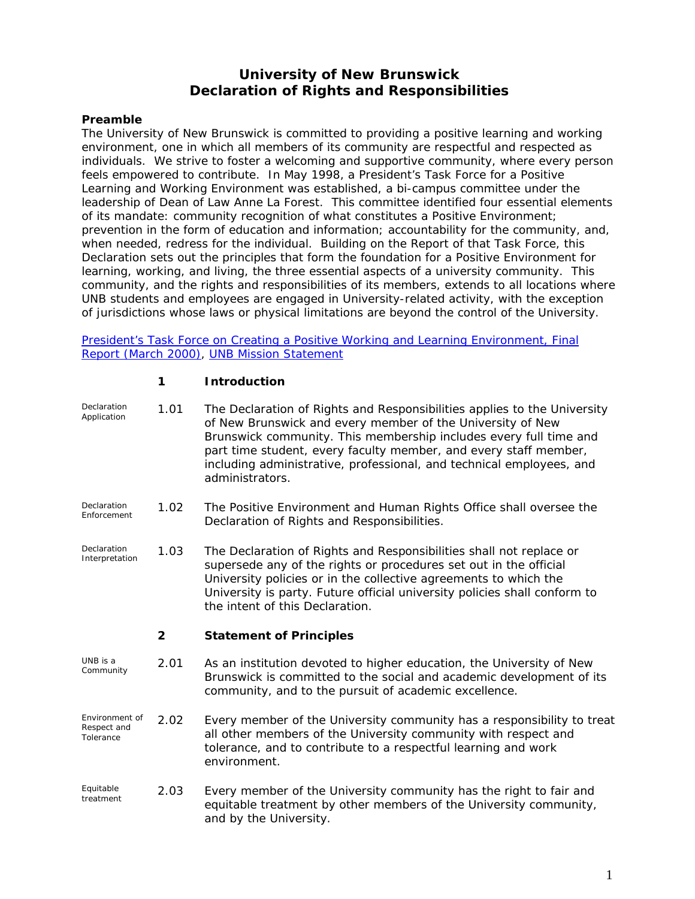# University of New Brunswick
# Declaration of Rights and Responsibilities

**Preamble**

The University of New Brunswick is committed to providing a positive learning and working environment, one in which all members of its community are respectful and respected as individuals. We strive to foster a welcoming and supportive community, where every person feels empowered to contribute. In May 1998, a President's Task Force for a Positive Learning and Working Environment was established, a bi-campus committee under the leadership of Dean of Law Anne La Forest. This committee identified four essential elements of its mandate: community recognition of what constitutes a Positive Environment; prevention in the form of education and information; accountability for the community, and, when needed, redress for the individual. Building on the Report of that Task Force, this Declaration sets out the principles that form the foundation for a Positive Environment for learning, working, and living, the three essential aspects of a university community. This community, and the rights and responsibilities of its members, extends to all locations where UNB students and employees are engaged in University-related activity, with the exception of jurisdictions whose laws or physical limitations are beyond the control of the University.

President's Task Force on Creating a Positive Working and Learning Environment, Final Report (March 2000), UNB Mission Statement

## 1 Introduction

*Declaration Application*

**1.01** The Declaration of Rights and Responsibilities applies to the University of New Brunswick and every member of the University of New Brunswick community. This membership includes every full time and part time student, every faculty member, and every staff member, including administrative, professional, and technical employees, and administrators.

*Declaration Enforcement*

**1.02** The Positive Environment and Human Rights Office shall oversee the Declaration of Rights and Responsibilities.

*Declaration Interpretation*

**1.03** The Declaration of Rights and Responsibilities shall not replace or supersede any of the rights or procedures set out in the official University policies or in the collective agreements to which the University is party. Future official university policies shall conform to the intent of this Declaration.

## 2 Statement of Principles

*UNB is a Community*

**2.01** As an institution devoted to higher education, the University of New Brunswick is committed to the social and academic development of its community, and to the pursuit of academic excellence.

*Environment of Respect and Tolerance*

**2.02** Every member of the University community has a responsibility to treat all other members of the University community with respect and tolerance, and to contribute to a respectful learning and work environment.

*Equitable treatment*

**2.03** Every member of the University community has the right to fair and equitable treatment by other members of the University community, and by the University.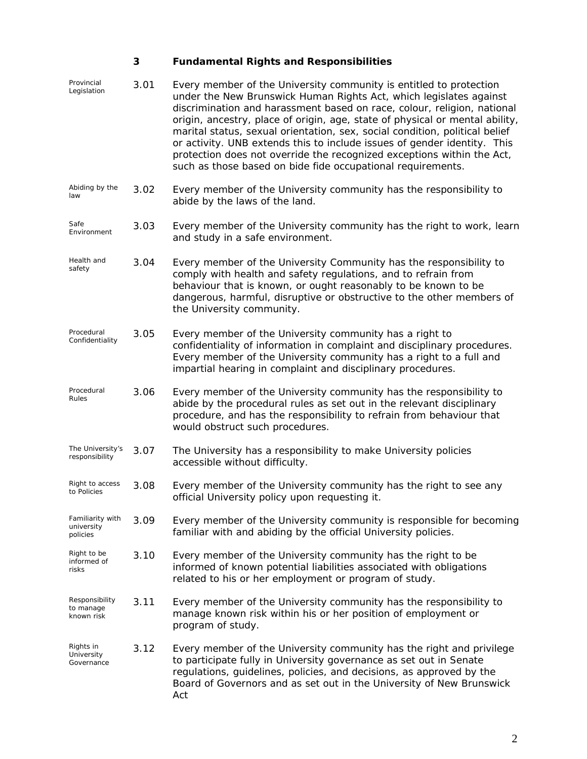## 3 Fundamental Rights and Responsibilities

| | | |
|---|---|---|
| Provincial Legislation | 3.01 | Every member of the University community is entitled to protection under the New Brunswick Human Rights Act, which legislates against discrimination and harassment based on race, colour, religion, national origin, ancestry, place of origin, age, state of physical or mental ability, marital status, sexual orientation, sex, social condition, political belief or activity. UNB extends this to include issues of gender identity. This protection does not override the recognized exceptions within the Act, such as those based on bide fide occupational requirements. |
| Abiding by the law | 3.02 | Every member of the University community has the responsibility to abide by the laws of the land. |
| Safe Environment | 3.03 | Every member of the University community has the right to work, learn and study in a safe environment. |
| Health and safety | 3.04 | Every member of the University Community has the responsibility to comply with health and safety regulations, and to refrain from behaviour that is known, or ought reasonably to be known to be dangerous, harmful, disruptive or obstructive to the other members of the University community. |
| Procedural Confidentiality | 3.05 | Every member of the University community has a right to confidentiality of information in complaint and disciplinary procedures. Every member of the University community has a right to a full and impartial hearing in complaint and disciplinary procedures. |
| Procedural Rules | 3.06 | Every member of the University community has the responsibility to abide by the procedural rules as set out in the relevant disciplinary procedure, and has the responsibility to refrain from behaviour that would obstruct such procedures. |
| The University's responsibility | 3.07 | The University has a responsibility to make University policies accessible without difficulty. |
| Right to access to Policies | 3.08 | Every member of the University community has the right to see any official University policy upon requesting it. |
| Familiarity with university policies | 3.09 | Every member of the University community is responsible for becoming familiar with and abiding by the official University policies. |
| Right to be informed of risks | 3.10 | Every member of the University community has the right to be informed of known potential liabilities associated with obligations related to his or her employment or program of study. |
| Responsibility to manage known risk | 3.11 | Every member of the University community has the responsibility to manage known risk within his or her position of employment or program of study. |
| Rights in University Governance | 3.12 | Every member of the University community has the right and privilege to participate fully in University governance as set out in Senate regulations, guidelines, policies, and decisions, as approved by the Board of Governors and as set out in the University of New Brunswick Act |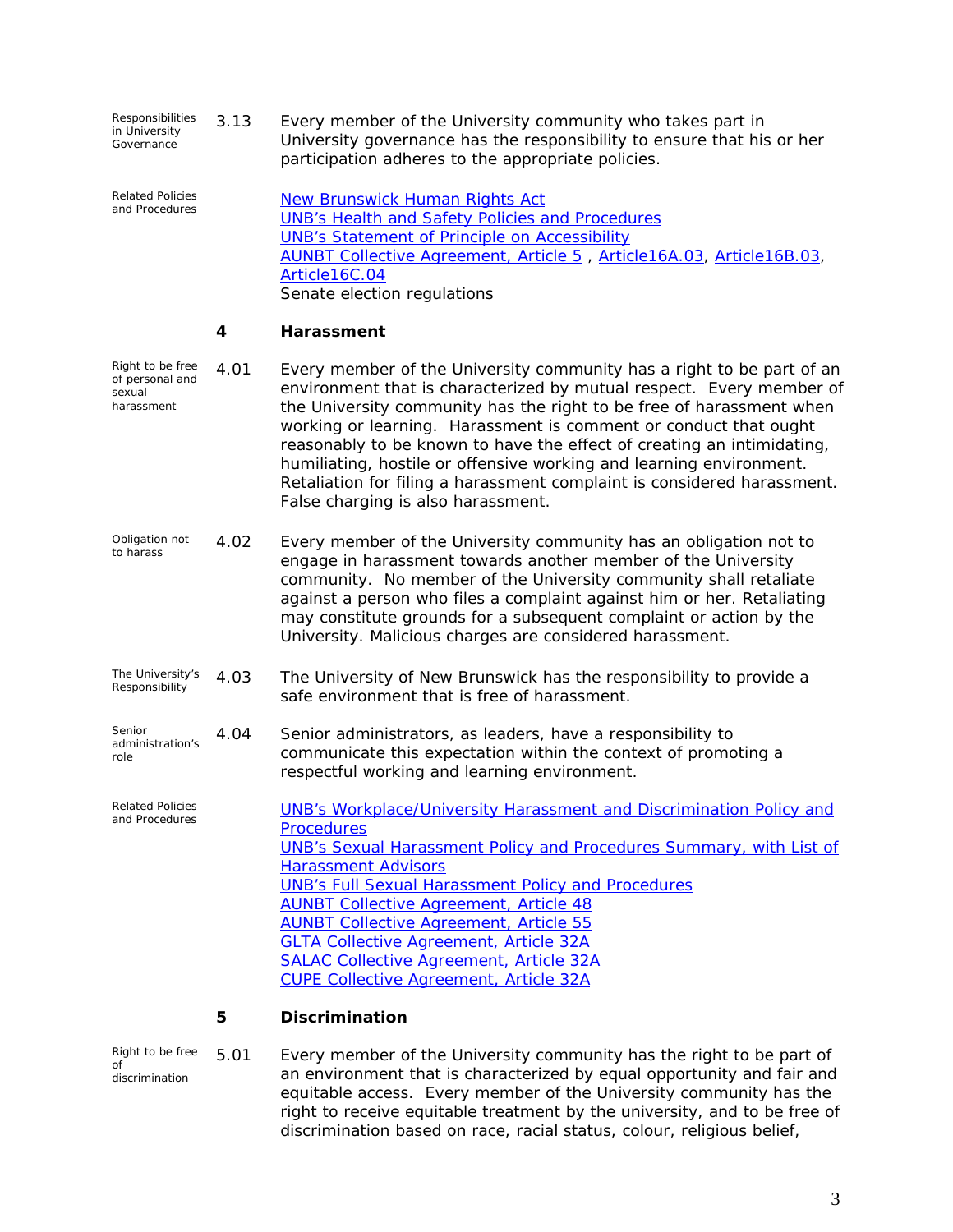Responsibilities in University Governance

**3.13** Every member of the University community who takes part in University governance has the responsibility to ensure that his or her participation adheres to the appropriate policies.

Related Policies and Procedures

New Brunswick Human Rights Act
UNB's Health and Safety Policies and Procedures
UNB's Statement of Principle on Accessibility
AUNBT Collective Agreement, Article 5 , Article16A.03, Article16B.03, Article16C.04
Senate election regulations

## 4 Harassment

Right to be free of personal and sexual harassment

**4.01** Every member of the University community has a right to be part of an environment that is characterized by mutual respect. Every member of the University community has the right to be free of harassment when working or learning. Harassment is comment or conduct that ought reasonably to be known to have the effect of creating an intimidating, humiliating, hostile or offensive working and learning environment. Retaliation for filing a harassment complaint is considered harassment. False charging is also harassment.

Obligation not to harass

**4.02** Every member of the University community has an obligation not to engage in harassment towards another member of the University community. No member of the University community shall retaliate against a person who files a complaint against him or her. Retaliating may constitute grounds for a subsequent complaint or action by the University. Malicious charges are considered harassment.

The University's Responsibility

**4.03** The University of New Brunswick has the responsibility to provide a safe environment that is free of harassment.

Senior administration's role

**4.04** Senior administrators, as leaders, have a responsibility to communicate this expectation within the context of promoting a respectful working and learning environment.

Related Policies and Procedures

UNB's Workplace/University Harassment and Discrimination Policy and Procedures
UNB's Sexual Harassment Policy and Procedures Summary, with List of Harassment Advisors
UNB's Full Sexual Harassment Policy and Procedures
AUNBT Collective Agreement, Article 48
AUNBT Collective Agreement, Article 55
GLTA Collective Agreement, Article 32A
SALAC Collective Agreement, Article 32A
CUPE Collective Agreement, Article 32A

## 5 Discrimination

Right to be free of discrimination

**5.01** Every member of the University community has the right to be part of an environment that is characterized by equal opportunity and fair and equitable access. Every member of the University community has the right to receive equitable treatment by the university, and to be free of discrimination based on race, racial status, colour, religious belief,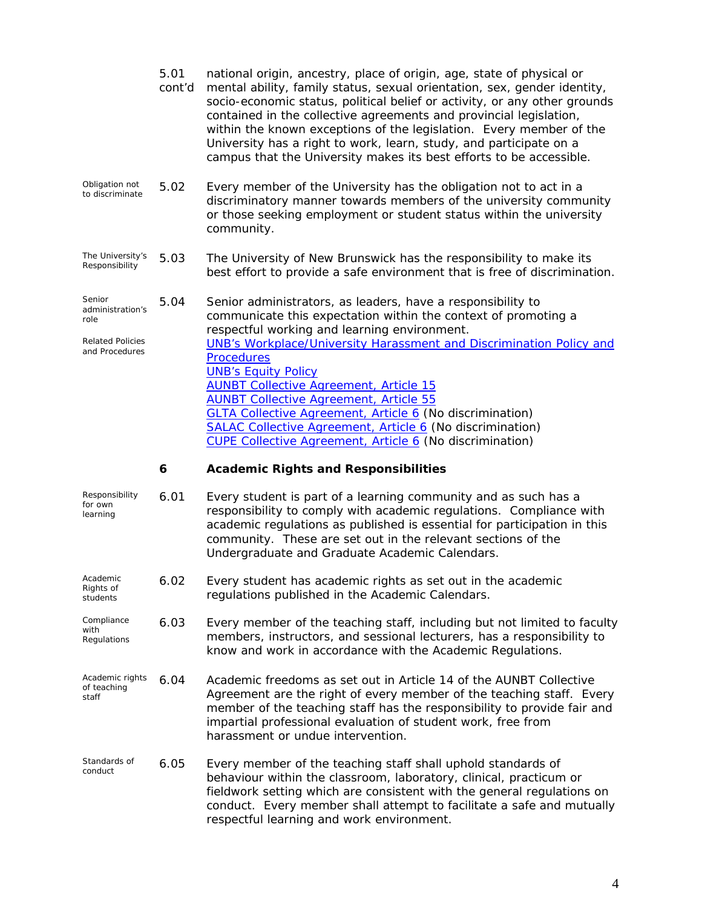**5.01 cont'd** national origin, ancestry, place of origin, age, state of physical or mental ability, family status, sexual orientation, sex, gender identity, socio-economic status, political belief or activity, or any other grounds contained in the collective agreements and provincial legislation, within the known exceptions of the legislation. Every member of the University has a right to work, learn, study, and participate on a campus that the University makes its best efforts to be accessible.

*Obligation not to discriminate*

**5.02** Every member of the University has the obligation not to act in a discriminatory manner towards members of the university community or those seeking employment or student status within the university community.

*The University's Responsibility*

**5.03** The University of New Brunswick has the responsibility to make its best effort to provide a safe environment that is free of discrimination.

*Senior administration's role*

**5.04** Senior administrators, as leaders, have a responsibility to communicate this expectation within the context of promoting a respectful working and learning environment.

*Related Policies and Procedures*

UNB's Workplace/University Harassment and Discrimination Policy and Procedures
UNB's Equity Policy
AUNBT Collective Agreement, Article 15
AUNBT Collective Agreement, Article 55
GLTA Collective Agreement, Article 6 (No discrimination)
SALAC Collective Agreement, Article 6 (No discrimination)
CUPE Collective Agreement, Article 6 (No discrimination)

## 6 Academic Rights and Responsibilities

*Responsibility for own learning*

**6.01** Every student is part of a learning community and as such has a responsibility to comply with academic regulations. Compliance with academic regulations as published is essential for participation in this community. These are set out in the relevant sections of the Undergraduate and Graduate Academic Calendars.

*Academic Rights of students*

**6.02** Every student has academic rights as set out in the academic regulations published in the Academic Calendars.

*Compliance with Regulations*

**6.03** Every member of the teaching staff, including but not limited to faculty members, instructors, and sessional lecturers, has a responsibility to know and work in accordance with the Academic Regulations.

*Academic rights of teaching staff*

**6.04** Academic freedoms as set out in Article 14 of the AUNBT Collective Agreement are the right of every member of the teaching staff. Every member of the teaching staff has the responsibility to provide fair and impartial professional evaluation of student work, free from harassment or undue intervention.

*Standards of conduct*

**6.05** Every member of the teaching staff shall uphold standards of behaviour within the classroom, laboratory, clinical, practicum or fieldwork setting which are consistent with the general regulations on conduct. Every member shall attempt to facilitate a safe and mutually respectful learning and work environment.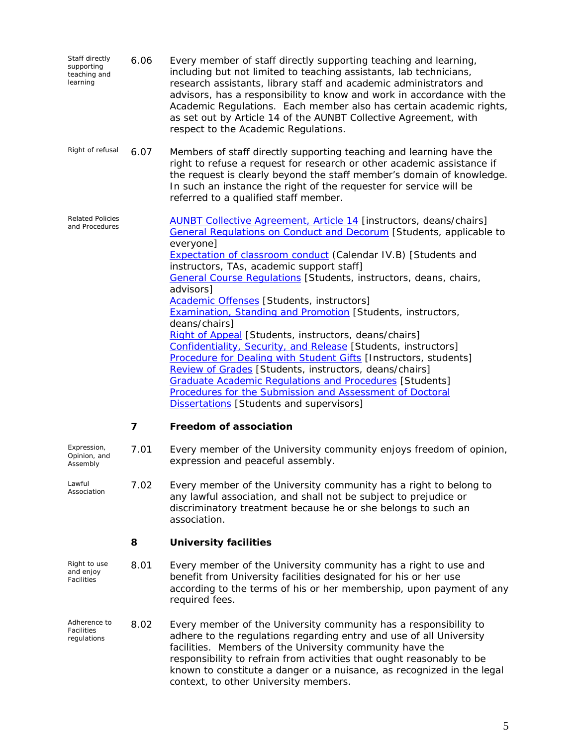**Staff directly supporting teaching and learning**

6.06 Every member of staff directly supporting teaching and learning, including but not limited to teaching assistants, lab technicians, research assistants, library staff and academic administrators and advisors, has a responsibility to know and work in accordance with the Academic Regulations. Each member also has certain academic rights, as set out by Article 14 of the AUNBT Collective Agreement, with respect to the Academic Regulations.

**Right of refusal**

6.07 Members of staff directly supporting teaching and learning have the right to refuse a request for research or other academic assistance if the request is clearly beyond the staff member's domain of knowledge. In such an instance the right of the requester for service will be referred to a qualified staff member.

**Related Policies and Procedures**

AUNBT Collective Agreement, Article 14 [instructors, deans/chairs]
General Regulations on Conduct and Decorum [Students, applicable to everyone]
Expectation of classroom conduct (Calendar IV.B) [Students and instructors, TAs, academic support staff]
General Course Regulations [Students, instructors, deans, chairs, advisors]
Academic Offenses [Students, instructors]
Examination, Standing and Promotion [Students, instructors, deans/chairs]
Right of Appeal [Students, instructors, deans/chairs]
Confidentiality, Security, and Release [Students, instructors]
Procedure for Dealing with Student Gifts [Instructors, students]
Review of Grades [Students, instructors, deans/chairs]
Graduate Academic Regulations and Procedures [Students]
Procedures for the Submission and Assessment of Doctoral Dissertations [Students and supervisors]

## 7 Freedom of association

**Expression, Opinion, and Assembly**

7.01 Every member of the University community enjoys freedom of opinion, expression and peaceful assembly.

**Lawful Association**

7.02 Every member of the University community has a right to belong to any lawful association, and shall not be subject to prejudice or discriminatory treatment because he or she belongs to such an association.

## 8 University facilities

**Right to use and enjoy Facilities**

8.01 Every member of the University community has a right to use and benefit from University facilities designated for his or her use according to the terms of his or her membership, upon payment of any required fees.

**Adherence to Facilities regulations**

8.02 Every member of the University community has a responsibility to adhere to the regulations regarding entry and use of all University facilities. Members of the University community have the responsibility to refrain from activities that ought reasonably to be known to constitute a danger or a nuisance, as recognized in the legal context, to other University members.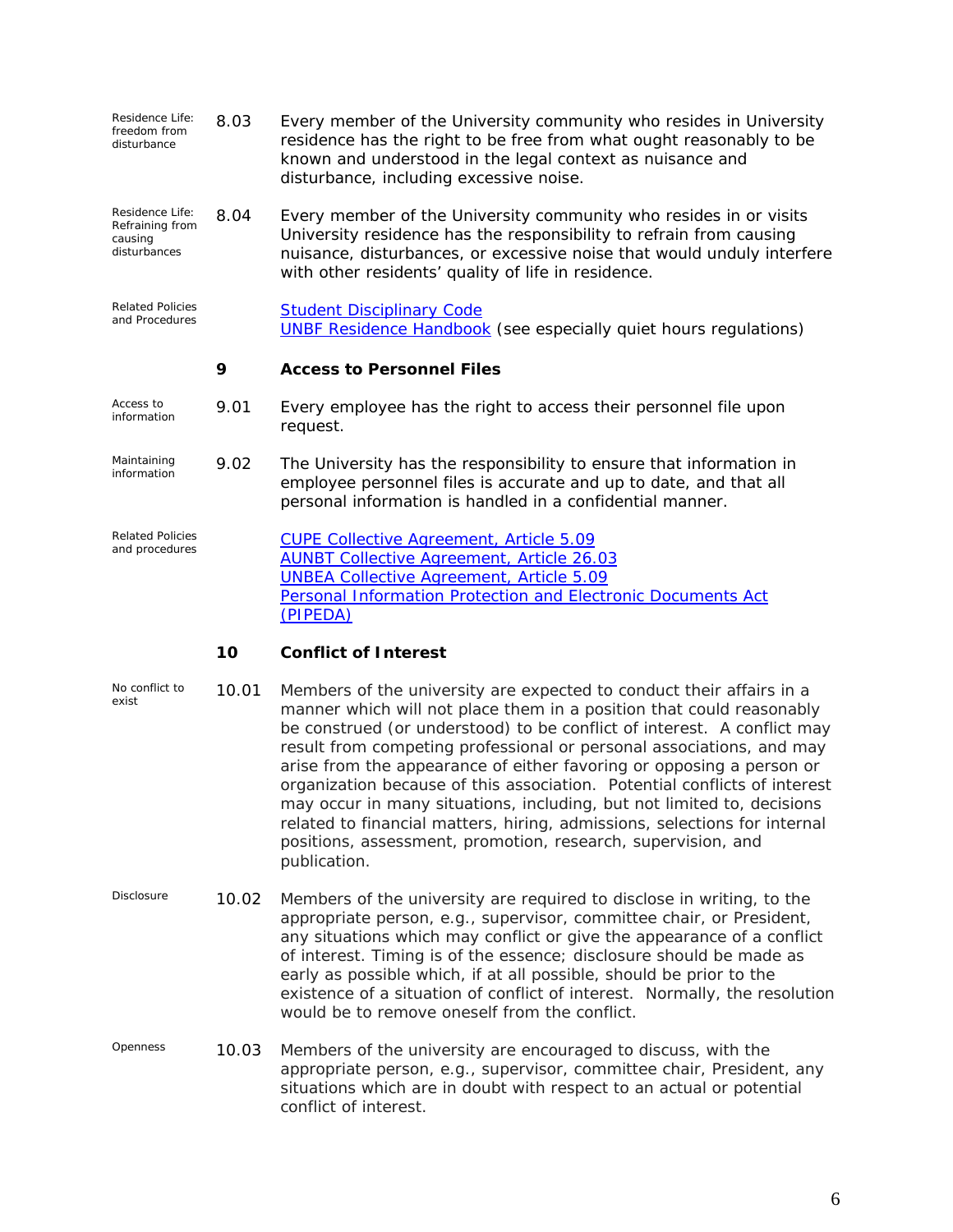Residence Life: freedom from disturbance

**8.03** Every member of the University community who resides in University residence has the right to be free from what ought reasonably to be known and understood in the legal context as nuisance and disturbance, including excessive noise.

Residence Life: Refraining from causing disturbances

**8.04** Every member of the University community who resides in or visits University residence has the responsibility to refrain from causing nuisance, disturbances, or excessive noise that would unduly interfere with other residents' quality of life in residence.

Related Policies and Procedures

[Student Disciplinary Code]
[UNBF Residence Handbook] (see especially quiet hours regulations)

## 9 Access to Personnel Files

Access to information

**9.01** Every employee has the right to access their personnel file upon request.

Maintaining information

**9.02** The University has the responsibility to ensure that information in employee personnel files is accurate and up to date, and that all personal information is handled in a confidential manner.

Related Policies and procedures

[CUPE Collective Agreement, Article 5.09]
[AUNBT Collective Agreement, Article 26.03]
[UNBEA Collective Agreement, Article 5.09]
[Personal Information Protection and Electronic Documents Act (PIPEDA)]

## 10 Conflict of Interest

No conflict to exist

**10.01** Members of the university are expected to conduct their affairs in a manner which will not place them in a position that could reasonably be construed (or understood) to be conflict of interest. A conflict may result from competing professional or personal associations, and may arise from the appearance of either favoring or opposing a person or organization because of this association. Potential conflicts of interest may occur in many situations, including, but not limited to, decisions related to financial matters, hiring, admissions, selections for internal positions, assessment, promotion, research, supervision, and publication.

Disclosure

**10.02** Members of the university are required to disclose in writing, to the appropriate person, e.g., supervisor, committee chair, or President, any situations which may conflict or give the appearance of a conflict of interest. Timing is of the essence; disclosure should be made as early as possible which, if at all possible, should be prior to the existence of a situation of conflict of interest. Normally, the resolution would be to remove oneself from the conflict.

Openness

**10.03** Members of the university are encouraged to discuss, with the appropriate person, e.g., supervisor, committee chair, President, any situations which are in doubt with respect to an actual or potential conflict of interest.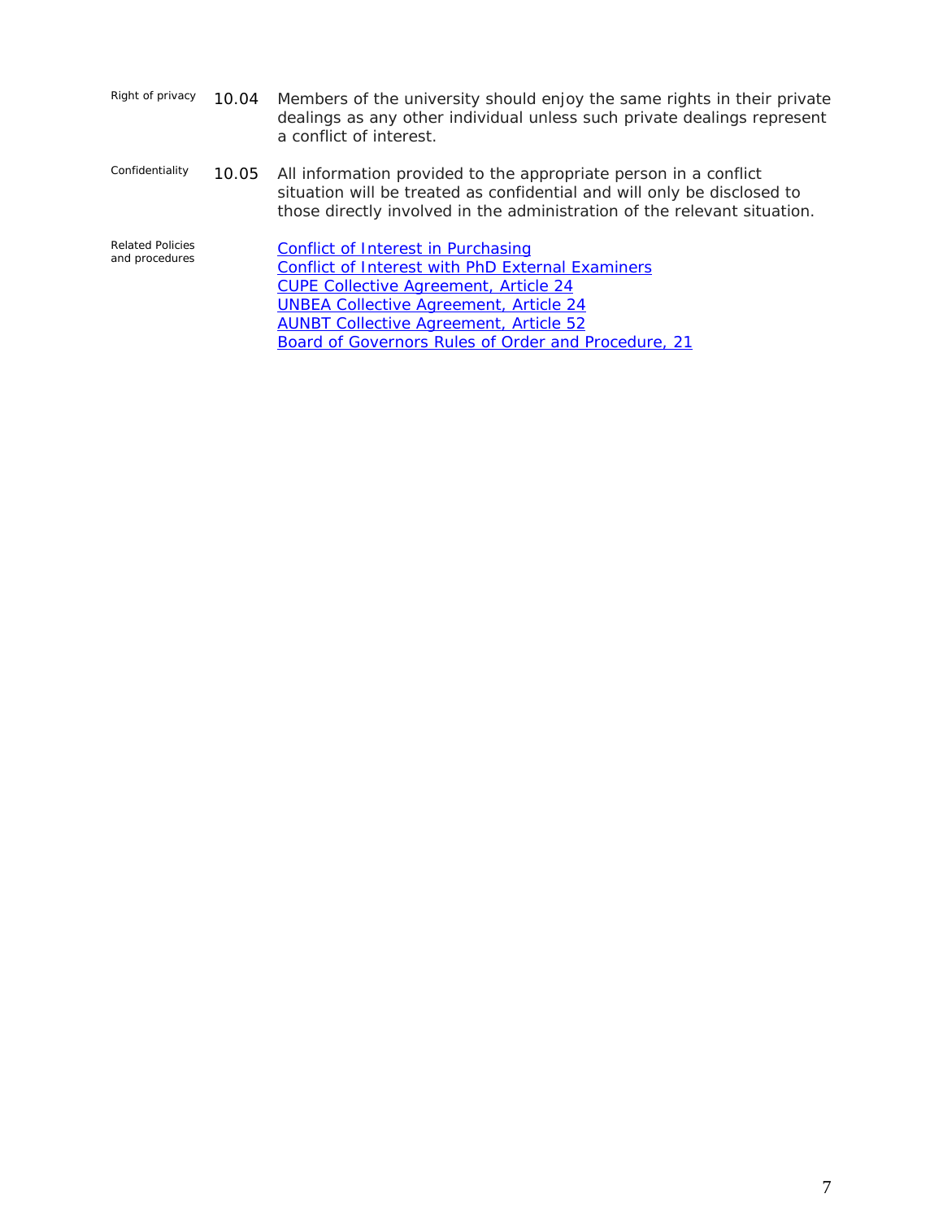Right of privacy **10.04** Members of the university should enjoy the same rights in their private dealings as any other individual unless such private dealings represent a conflict of interest.

Confidentiality **10.05** All information provided to the appropriate person in a conflict situation will be treated as confidential and will only be disclosed to those directly involved in the administration of the relevant situation.

Related Policies and procedures

- Conflict of Interest in Purchasing
- Conflict of Interest with PhD External Examiners
- CUPE Collective Agreement, Article 24
- UNBEA Collective Agreement, Article 24
- AUNBT Collective Agreement, Article 52
- Board of Governors Rules of Order and Procedure, 21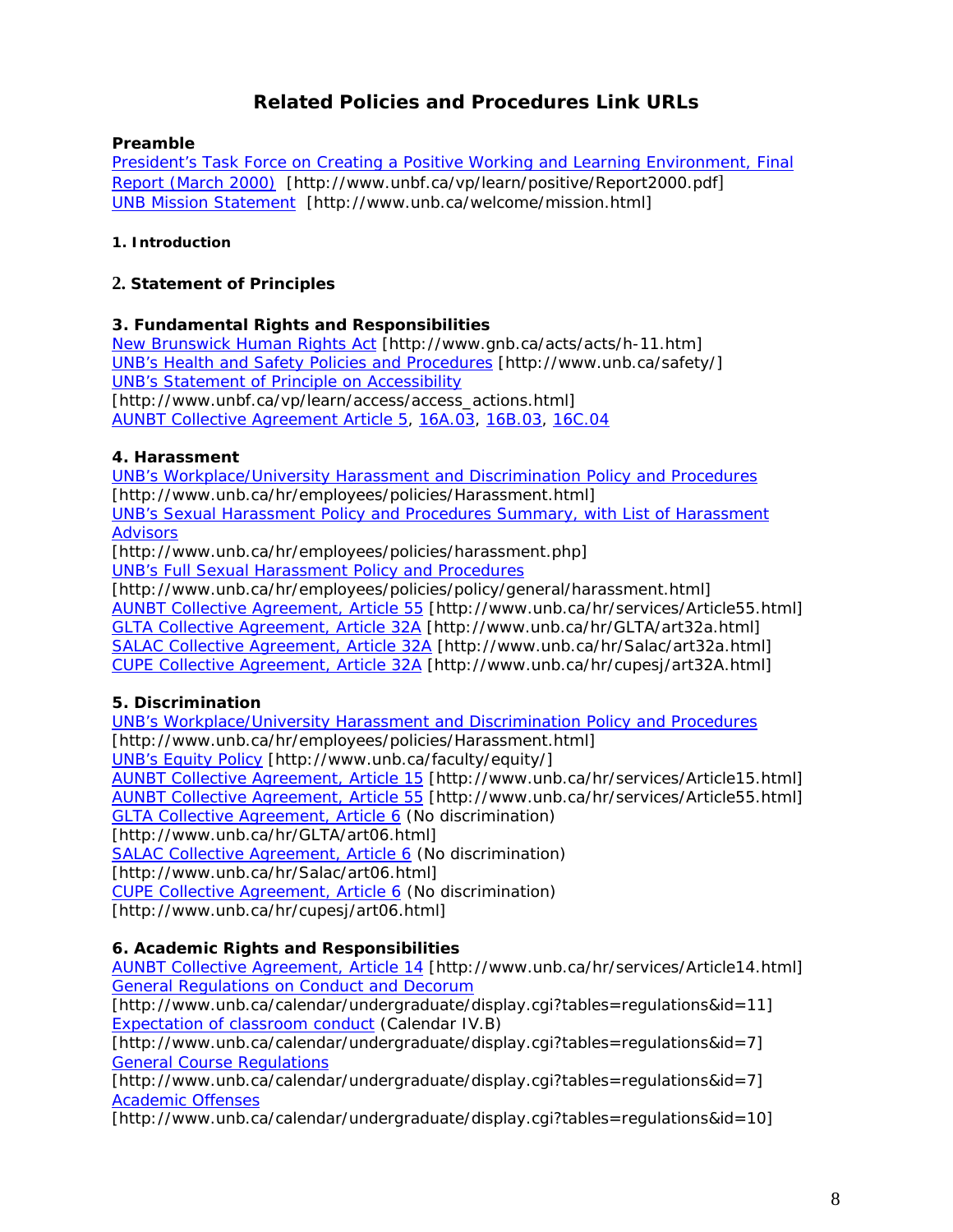# Related Policies and Procedures Link URLs

**Preamble**

President's Task Force on Creating a Positive Working and Learning Environment, Final Report (March 2000) [http://www.unbf.ca/vp/learn/positive/Report2000.pdf]
UNB Mission Statement [http://www.unb.ca/welcome/mission.html]

**1. Introduction**

**2. Statement of Principles**

**3. Fundamental Rights and Responsibilities**

New Brunswick Human Rights Act [http://www.gnb.ca/acts/acts/h-11.htm]
UNB's Health and Safety Policies and Procedures [http://www.unb.ca/safety/]
UNB's Statement of Principle on Accessibility
[http://www.unbf.ca/vp/learn/access/access_actions.html]
AUNBT Collective Agreement Article 5, 16A.03, 16B.03, 16C.04

**4. Harassment**

UNB's Workplace/University Harassment and Discrimination Policy and Procedures
[http://www.unb.ca/hr/employees/policies/Harassment.html]
UNB's Sexual Harassment Policy and Procedures Summary, with List of Harassment Advisors
[http://www.unb.ca/hr/employees/policies/harassment.php]
UNB's Full Sexual Harassment Policy and Procedures
[http://www.unb.ca/hr/employees/policies/policy/general/harassment.html]
AUNBT Collective Agreement, Article 55 [http://www.unb.ca/hr/services/Article55.html]
GLTA Collective Agreement, Article 32A [http://www.unb.ca/hr/GLTA/art32a.html]
SALAC Collective Agreement, Article 32A [http://www.unb.ca/hr/Salac/art32a.html]
CUPE Collective Agreement, Article 32A [http://www.unb.ca/hr/cupesj/art32A.html]

**5. Discrimination**

UNB's Workplace/University Harassment and Discrimination Policy and Procedures
[http://www.unb.ca/hr/employees/policies/Harassment.html]
UNB's Equity Policy [http://www.unb.ca/faculty/equity/]
AUNBT Collective Agreement, Article 15 [http://www.unb.ca/hr/services/Article15.html]
AUNBT Collective Agreement, Article 55 [http://www.unb.ca/hr/services/Article55.html]
GLTA Collective Agreement, Article 6 (No discrimination)
[http://www.unb.ca/hr/GLTA/art06.html]
SALAC Collective Agreement, Article 6 (No discrimination)
[http://www.unb.ca/hr/Salac/art06.html]
CUPE Collective Agreement, Article 6 (No discrimination)
[http://www.unb.ca/hr/cupesj/art06.html]

**6. Academic Rights and Responsibilities**

AUNBT Collective Agreement, Article 14 [http://www.unb.ca/hr/services/Article14.html]
General Regulations on Conduct and Decorum
[http://www.unb.ca/calendar/undergraduate/display.cgi?tables=regulations&id=11]
Expectation of classroom conduct (Calendar IV.B)
[http://www.unb.ca/calendar/undergraduate/display.cgi?tables=regulations&id=7]
General Course Regulations
[http://www.unb.ca/calendar/undergraduate/display.cgi?tables=regulations&id=7]
Academic Offenses
[http://www.unb.ca/calendar/undergraduate/display.cgi?tables=regulations&id=10]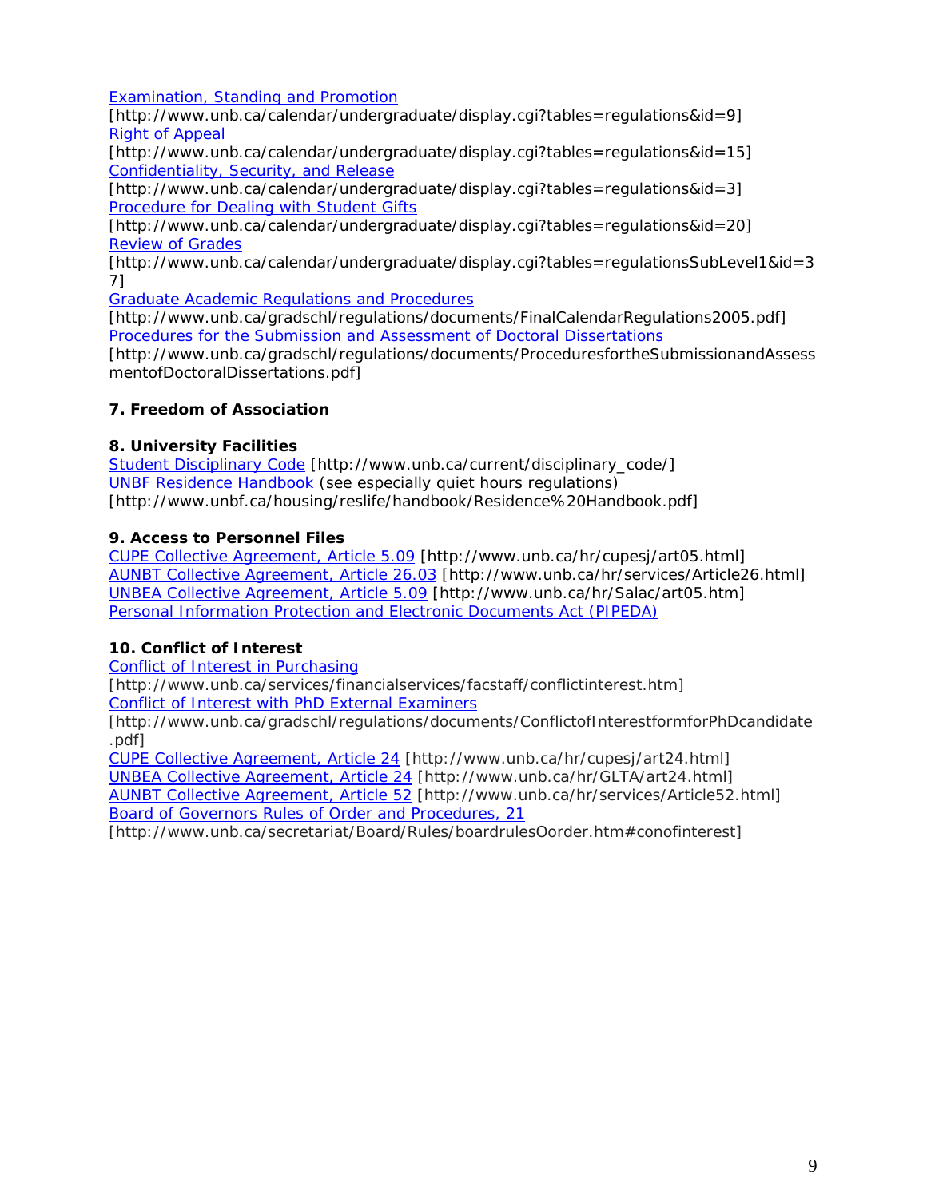Examination, Standing and Promotion
[http://www.unb.ca/calendar/undergraduate/display.cgi?tables=regulations&id=9]
Right of Appeal
[http://www.unb.ca/calendar/undergraduate/display.cgi?tables=regulations&id=15]
Confidentiality, Security, and Release
[http://www.unb.ca/calendar/undergraduate/display.cgi?tables=regulations&id=3]
Procedure for Dealing with Student Gifts
[http://www.unb.ca/calendar/undergraduate/display.cgi?tables=regulations&id=20]
Review of Grades
[http://www.unb.ca/calendar/undergraduate/display.cgi?tables=regulationsSubLevel1&id=37]
Graduate Academic Regulations and Procedures
[http://www.unb.ca/gradschl/regulations/documents/FinalCalendarRegulations2005.pdf]
Procedures for the Submission and Assessment of Doctoral Dissertations
[http://www.unb.ca/gradschl/regulations/documents/ProceduresfortheSubmissionandAssessmentofDoctoralDissertations.pdf]

**7. Freedom of Association**

**8. University Facilities**

Student Disciplinary Code [http://www.unb.ca/current/disciplinary_code/]
UNBF Residence Handbook (see especially quiet hours regulations)
[http://www.unbf.ca/housing/reslife/handbook/Residence%20Handbook.pdf]

**9. Access to Personnel Files**

CUPE Collective Agreement, Article 5.09 [http://www.unb.ca/hr/cupesj/art05.html]
AUNBT Collective Agreement, Article 26.03 [http://www.unb.ca/hr/services/Article26.html]
UNBEA Collective Agreement, Article 5.09 [http://www.unb.ca/hr/Salac/art05.htm]
Personal Information Protection and Electronic Documents Act (PIPEDA)

**10. Conflict of Interest**

Conflict of Interest in Purchasing
[http://www.unb.ca/services/financialservices/facstaff/conflictinterest.htm]
Conflict of Interest with PhD External Examiners
[http://www.unb.ca/gradschl/regulations/documents/ConflictofInterestformforPhDcandidate.pdf]
CUPE Collective Agreement, Article 24 [http://www.unb.ca/hr/cupesj/art24.html]
UNBEA Collective Agreement, Article 24 [http://www.unb.ca/hr/GLTA/art24.html]
AUNBT Collective Agreement, Article 52 [http://www.unb.ca/hr/services/Article52.html]
Board of Governors Rules of Order and Procedures, 21
[http://www.unb.ca/secretariat/Board/Rules/boardrulesOorder.htm#conofinterest]